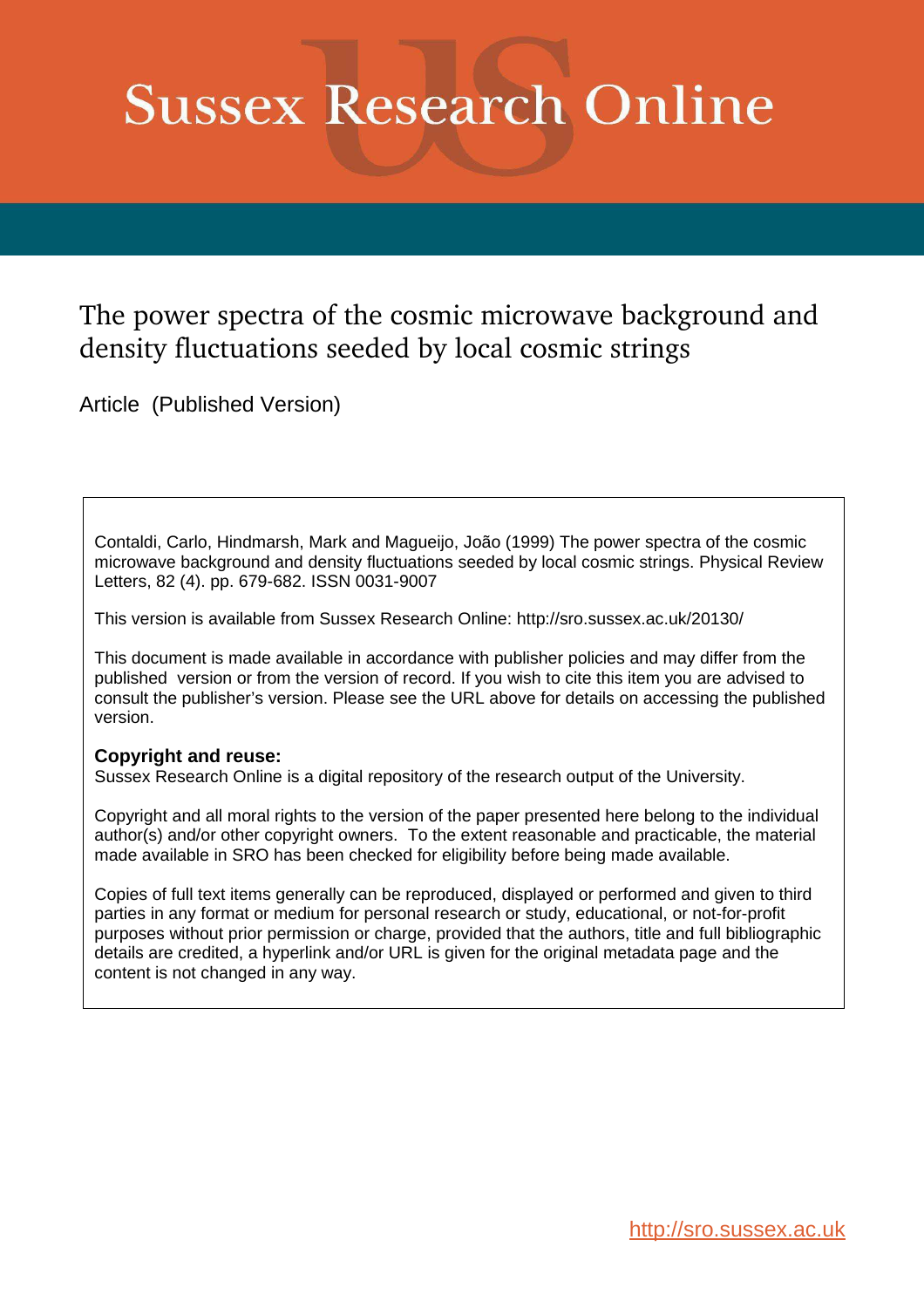# Sussex Research Online

## The power spectra of the cosmic microwave background and density fluctuations seeded by local cosmic strings

Article (Published Version)

Contaldi, Carlo, Hindmarsh, Mark and Magueijo, João (1999) The power spectra of the cosmic microwave background and density fluctuations seeded by local cosmic strings. Physical Review Letters, 82 (4). pp. 679-682. ISSN 0031-9007

This version is available from Sussex Research Online: http://sro.sussex.ac.uk/20130/

This document is made available in accordance with publisher policies and may differ from the published version or from the version of record. If you wish to cite this item you are advised to consult the publisher's version. Please see the URL above for details on accessing the published version.

**Copyright and reuse:**
Sussex Research Online is a digital repository of the research output of the University.

Copyright and all moral rights to the version of the paper presented here belong to the individual author(s) and/or other copyright owners. To the extent reasonable and practicable, the material made available in SRO has been checked for eligibility before being made available.

Copies of full text items generally can be reproduced, displayed or performed and given to third parties in any format or medium for personal research or study, educational, or not-for-profit purposes without prior permission or charge, provided that the authors, title and full bibliographic details are credited, a hyperlink and/or URL is given for the original metadata page and the content is not changed in any way.

http://sro.sussex.ac.uk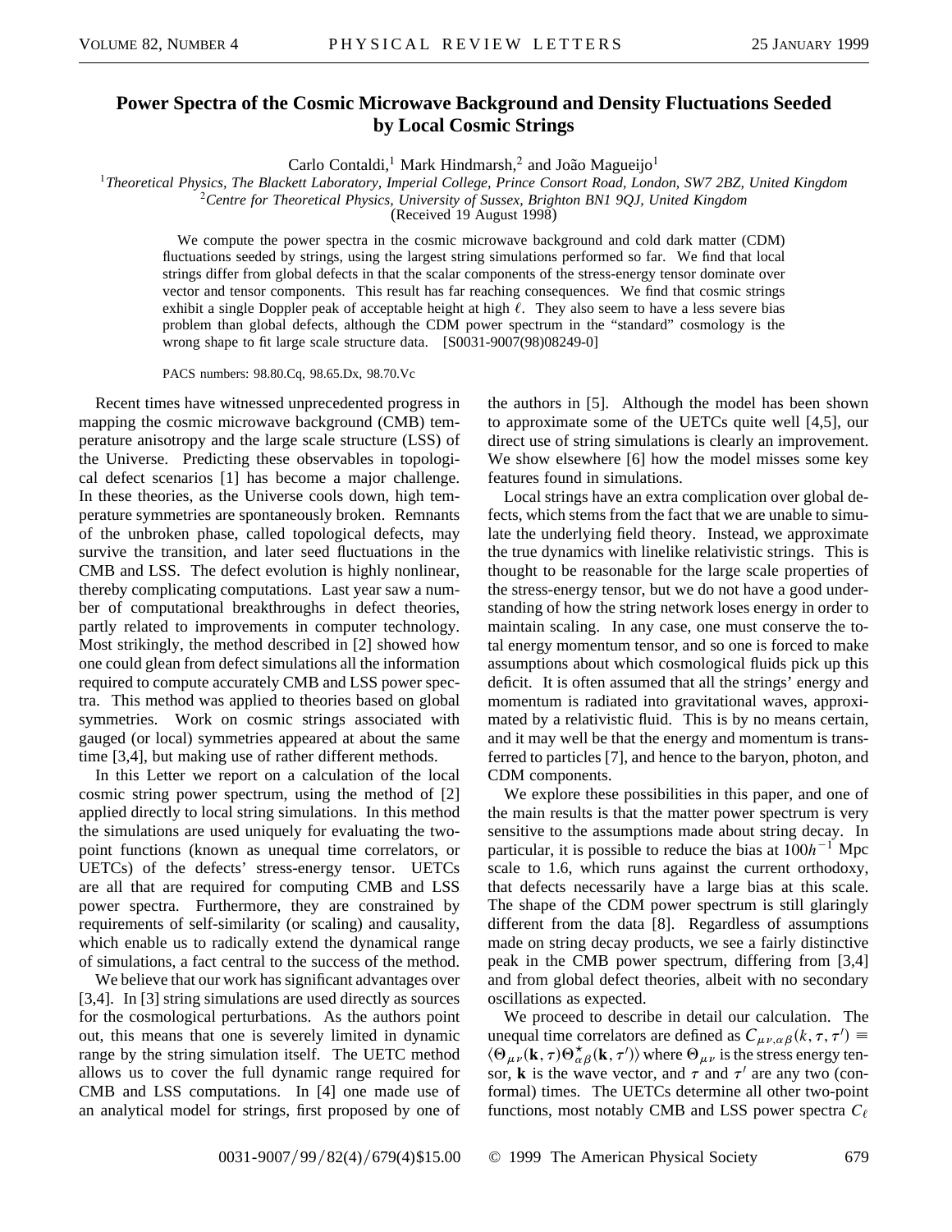# Power Spectra of the Cosmic Microwave Background and Density Fluctuations Seeded by Local Cosmic Strings

Carlo Contaldi,[1] Mark Hindmarsh,[2] and João Magueijo[1]

[1]*Theoretical Physics, The Blackett Laboratory, Imperial College, Prince Consort Road, London, SW7 2BZ, United Kingdom*
[2]*Centre for Theoretical Physics, University of Sussex, Brighton BN1 9QJ, United Kingdom*
(Received 19 August 1998)

We compute the power spectra in the cosmic microwave background and cold dark matter (CDM) fluctuations seeded by strings, using the largest string simulations performed so far. We find that local strings differ from global defects in that the scalar components of the stress-energy tensor dominate over vector and tensor components. This result has far reaching consequences. We find that cosmic strings exhibit a single Doppler peak of acceptable height at high $\ell$. They also seem to have a less severe bias problem than global defects, although the CDM power spectrum in the "standard" cosmology is the wrong shape to fit large scale structure data. [S0031-9007(98)08249-0]

PACS numbers: 98.80.Cq, 98.65.Dx, 98.70.Vc

Recent times have witnessed unprecedented progress in mapping the cosmic microwave background (CMB) temperature anisotropy and the large scale structure (LSS) of the Universe. Predicting these observables in topological defect scenarios [1] has become a major challenge. In these theories, as the Universe cools down, high temperature symmetries are spontaneously broken. Remnants of the unbroken phase, called topological defects, may survive the transition, and later seed fluctuations in the CMB and LSS. The defect evolution is highly nonlinear, thereby complicating computations. Last year saw a number of computational breakthroughs in defect theories, partly related to improvements in computer technology. Most strikingly, the method described in [2] showed how one could glean from defect simulations all the information required to compute accurately CMB and LSS power spectra. This method was applied to theories based on global symmetries. Work on cosmic strings associated with gauged (or local) symmetries appeared at about the same time [3,4], but making use of rather different methods.

In this Letter we report on a calculation of the local cosmic string power spectrum, using the method of [2] applied directly to local string simulations. In this method the simulations are used uniquely for evaluating the two-point functions (known as unequal time correlators, or UETCs) of the defects' stress-energy tensor. UETCs are all that are required for computing CMB and LSS power spectra. Furthermore, they are constrained by requirements of self-similarity (or scaling) and causality, which enable us to radically extend the dynamical range of simulations, a fact central to the success of the method.

We believe that our work has significant advantages over [3,4]. In [3] string simulations are used directly as sources for the cosmological perturbations. As the authors point out, this means that one is severely limited in dynamic range by the string simulation itself. The UETC method allows us to cover the full dynamic range required for CMB and LSS computations. In [4] one made use of an analytical model for strings, first proposed by one of the authors in [5]. Although the model has been shown to approximate some of the UETCs quite well [4,5], our direct use of string simulations is clearly an improvement. We show elsewhere [6] how the model misses some key features found in simulations.

Local strings have an extra complication over global defects, which stems from the fact that we are unable to simulate the underlying field theory. Instead, we approximate the true dynamics with linelike relativistic strings. This is thought to be reasonable for the large scale properties of the stress-energy tensor, but we do not have a good understanding of how the string network loses energy in order to maintain scaling. In any case, one must conserve the total energy momentum tensor, and so one is forced to make assumptions about which cosmological fluids pick up this deficit. It is often assumed that all the strings' energy and momentum is radiated into gravitational waves, approximated by a relativistic fluid. This is by no means certain, and it may well be that the energy and momentum is transferred to particles [7], and hence to the baryon, photon, and CDM components.

We explore these possibilities in this paper, and one of the main results is that the matter power spectrum is very sensitive to the assumptions made about string decay. In particular, it is possible to reduce the bias at $100h^{-1}$ Mpc scale to 1.6, which runs against the current orthodoxy, that defects necessarily have a large bias at this scale. The shape of the CDM power spectrum is still glaringly different from the data [8]. Regardless of assumptions made on string decay products, we see a fairly distinctive peak in the CMB power spectrum, differing from [3,4] and from global defect theories, albeit with no secondary oscillations as expected.

We proceed to describe in detail our calculation. The unequal time correlators are defined as $C_{\mu\nu,\alpha\beta}(k,\tau,\tau') \equiv \langle \Theta_{\mu\nu}(\mathbf{k},\tau)\Theta^{\star}_{\alpha\beta}(\mathbf{k},\tau')\rangle$ where $\Theta_{\mu\nu}$ is the stress energy tensor, $\mathbf{k}$ is the wave vector, and $\tau$ and $\tau'$ are any two (conformal) times. The UETCs determine all other two-point functions, most notably CMB and LSS power spectra $C_\ell$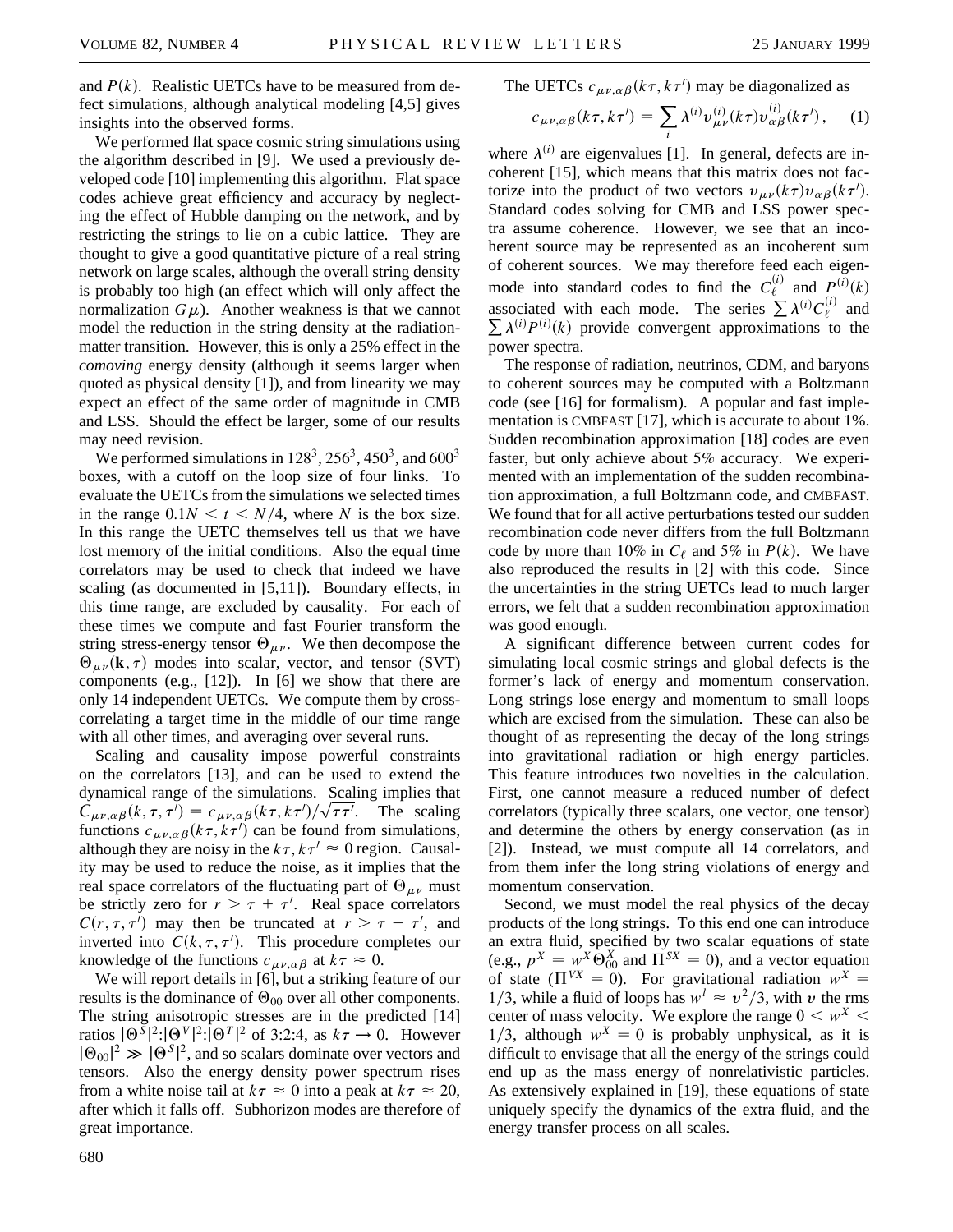and $P(k)$. Realistic UETCs have to be measured from defect simulations, although analytical modeling [4,5] gives insights into the observed forms.

We performed flat space cosmic string simulations using the algorithm described in [9]. We used a previously developed code [10] implementing this algorithm. Flat space codes achieve great efficiency and accuracy by neglecting the effect of Hubble damping on the network, and by restricting the strings to lie on a cubic lattice. They are thought to give a good quantitative picture of a real string network on large scales, although the overall string density is probably too high (an effect which will only affect the normalization $G\mu$). Another weakness is that we cannot model the reduction in the string density at the radiation-matter transition. However, this is only a 25% effect in the *comoving* energy density (although it seems larger when quoted as physical density [1]), and from linearity we may expect an effect of the same order of magnitude in CMB and LSS. Should the effect be larger, some of our results may need revision.

We performed simulations in $128^3$, $256^3$, $450^3$, and $600^3$ boxes, with a cutoff on the loop size of four links. To evaluate the UETCs from the simulations we selected times in the range $0.1N < t < N/4$, where $N$ is the box size. In this range the UETC themselves tell us that we have lost memory of the initial conditions. Also the equal time correlators may be used to check that indeed we have scaling (as documented in [5,11]). Boundary effects, in this time range, are excluded by causality. For each of these times we compute and fast Fourier transform the string stress-energy tensor $\Theta_{\mu\nu}$. We then decompose the $\Theta_{\mu\nu}(\mathbf{k}, \tau)$ modes into scalar, vector, and tensor (SVT) components (e.g., [12]). In [6] we show that there are only 14 independent UETCs. We compute them by cross-correlating a target time in the middle of our time range with all other times, and averaging over several runs.

Scaling and causality impose powerful constraints on the correlators [13], and can be used to extend the dynamical range of the simulations. Scaling implies that $C_{\mu\nu,\alpha\beta}(k, \tau, \tau') = c_{\mu\nu,\alpha\beta}(k\tau, k\tau')/\sqrt{\tau\tau'}$. The scaling functions $c_{\mu\nu,\alpha\beta}(k\tau, k\tau')$ can be found from simulations, although they are noisy in the $k\tau, k\tau' \approx 0$ region. Causality may be used to reduce the noise, as it implies that the real space correlators of the fluctuating part of $\Theta_{\mu\nu}$ must be strictly zero for $r > \tau + \tau'$. Real space correlators $C(r, \tau, \tau')$ may then be truncated at $r > \tau + \tau'$, and inverted into $C(k, \tau, \tau')$. This procedure completes our knowledge of the functions $c_{\mu\nu,\alpha\beta}$ at $k\tau \approx 0$.

We will report details in [6], but a striking feature of our results is the dominance of $\Theta_{00}$ over all other components. The string anisotropic stresses are in the predicted [14] ratios $|\Theta^S|^2{:}|\Theta^V|^2{:}|\Theta^T|^2$ of 3:2:4, as $k\tau \to 0$. However $|\Theta_{00}|^2 \gg |\Theta^S|^2$, and so scalars dominate over vectors and tensors. Also the energy density power spectrum rises from a white noise tail at $k\tau \approx 0$ into a peak at $k\tau \approx 20$, after which it falls off. Subhorizon modes are therefore of great importance.

The UETCs $c_{\mu\nu,\alpha\beta}(k\tau, k\tau')$ may be diagonalized as

$$c_{\mu\nu,\alpha\beta}(k\tau, k\tau') = \sum_i \lambda^{(i)} v^{(i)}_{\mu\nu}(k\tau) v^{(i)}_{\alpha\beta}(k\tau'), \quad (1)$$

where $\lambda^{(i)}$ are eigenvalues [1]. In general, defects are incoherent [15], which means that this matrix does not factorize into the product of two vectors $v_{\mu\nu}(k\tau)v_{\alpha\beta}(k\tau')$. Standard codes solving for CMB and LSS power spectra assume coherence. However, we see that an incoherent source may be represented as an incoherent sum of coherent sources. We may therefore feed each eigenmode into standard codes to find the $C^{(i)}_\ell$ and $P^{(i)}(k)$ associated with each mode. The series $\sum \lambda^{(i)} C^{(i)}_\ell$ and $\sum \lambda^{(i)} P^{(i)}(k)$ provide convergent approximations to the power spectra.

The response of radiation, neutrinos, CDM, and baryons to coherent sources may be computed with a Boltzmann code (see [16] for formalism). A popular and fast implementation is CMBFAST [17], which is accurate to about 1%. Sudden recombination approximation [18] codes are even faster, but only achieve about 5% accuracy. We experimented with an implementation of the sudden recombination approximation, a full Boltzmann code, and CMBFAST. We found that for all active perturbations tested our sudden recombination code never differs from the full Boltzmann code by more than 10% in $C_\ell$ and 5% in $P(k)$. We have also reproduced the results in [2] with this code. Since the uncertainties in the string UETCs lead to much larger errors, we felt that a sudden recombination approximation was good enough.

A significant difference between current codes for simulating local cosmic strings and global defects is the former's lack of energy and momentum conservation. Long strings lose energy and momentum to small loops which are excised from the simulation. These can also be thought of as representing the decay of the long strings into gravitational radiation or high energy particles. This feature introduces two novelties in the calculation. First, one cannot measure a reduced number of defect correlators (typically three scalars, one vector, one tensor) and determine the others by energy conservation (as in [2]). Instead, we must compute all 14 correlators, and from them infer the long string violations of energy and momentum conservation.

Second, we must model the real physics of the decay products of the long strings. To this end one can introduce an extra fluid, specified by two scalar equations of state (e.g., $p^X = w^X \Theta^X_{00}$ and $\Pi^{SX} = 0$), and a vector equation of state ($\Pi^{VX} = 0$). For gravitational radiation $w^X = 1/3$, while a fluid of loops has $w^l \approx v^2/3$, with $v$ the rms center of mass velocity. We explore the range $0 < w^X < 1/3$, although $w^X = 0$ is probably unphysical, as it is difficult to envisage that all the energy of the strings could end up as the mass energy of nonrelativistic particles. As extensively explained in [19], these equations of state uniquely specify the dynamics of the extra fluid, and the energy transfer process on all scales.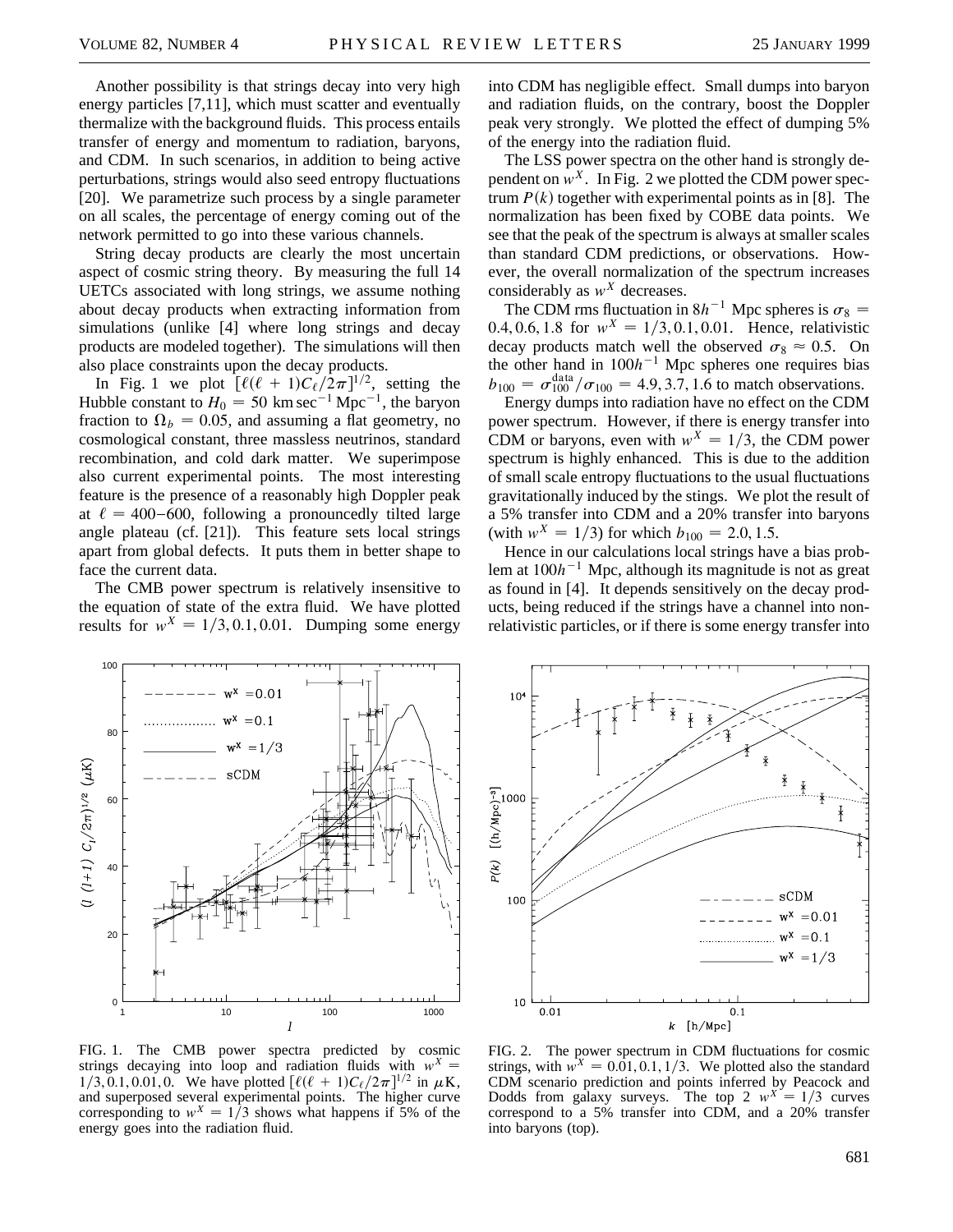Another possibility is that strings decay into very high energy particles [7,11], which must scatter and eventually thermalize with the background fluids. This process entails transfer of energy and momentum to radiation, baryons, and CDM. In such scenarios, in addition to being active perturbations, strings would also seed entropy fluctuations [20]. We parametrize such process by a single parameter on all scales, the percentage of energy coming out of the network permitted to go into these various channels.

String decay products are clearly the most uncertain aspect of cosmic string theory. By measuring the full 14 UETCs associated with long strings, we assume nothing about decay products when extracting information from simulations (unlike [4] where long strings and decay products are modeled together). The simulations will then also place constraints upon the decay products.

In Fig. 1 we plot $[\ell(\ell + 1)C_\ell/2\pi]^{1/2}$, setting the Hubble constant to $H_0 = 50$ km sec$^{-1}$ Mpc$^{-1}$, the baryon fraction to $\Omega_b = 0.05$, and assuming a flat geometry, no cosmological constant, three massless neutrinos, standard recombination, and cold dark matter. We superimpose also current experimental points. The most interesting feature is the presence of a reasonably high Doppler peak at $\ell = 400$–$600$, following a pronouncedly tilted large angle plateau (cf. [21]). This feature sets local strings apart from global defects. It puts them in better shape to face the current data.

The CMB power spectrum is relatively insensitive to the equation of state of the extra fluid. We have plotted results for $w^X = 1/3, 0.1, 0.01$. Dumping some energy into CDM has negligible effect. Small dumps into baryon and radiation fluids, on the contrary, boost the Doppler peak very strongly. We plotted the effect of dumping 5% of the energy into the radiation fluid.

The LSS power spectra on the other hand is strongly dependent on $w^X$. In Fig. 2 we plotted the CDM power spectrum $P(k)$ together with experimental points as in [8]. The normalization has been fixed by COBE data points. We see that the peak of the spectrum is always at smaller scales than standard CDM predictions, or observations. However, the overall normalization of the spectrum increases considerably as $w^X$ decreases.

The CDM rms fluctuation in $8h^{-1}$ Mpc spheres is $\sigma_8 = 0.4, 0.6, 1.8$ for $w^X = 1/3, 0.1, 0.01$. Hence, relativistic decay products match well the observed $\sigma_8 \approx 0.5$. On the other hand in $100h^{-1}$ Mpc spheres one requires bias $b_{100} = \sigma_{100}^{\text{data}}/\sigma_{100} = 4.9, 3.7, 1.6$ to match observations.

Energy dumps into radiation have no effect on the CDM power spectrum. However, if there is energy transfer into CDM or baryons, even with $w^X = 1/3$, the CDM power spectrum is highly enhanced. This is due to the addition of small scale entropy fluctuations to the usual fluctuations gravitationally induced by the stings. We plot the result of a 5% transfer into CDM and a 20% transfer into baryons (with $w^X = 1/3$) for which $b_{100} = 2.0, 1.5$.

Hence in our calculations local strings have a bias problem at $100h^{-1}$ Mpc, although its magnitude is not as great as found in [4]. It depends sensitively on the decay products, being reduced if the strings have a channel into nonrelativistic particles, or if there is some energy transfer into

FIG. 1. The CMB power spectra predicted by cosmic strings decaying into loop and radiation fluids with $w^X = 1/3, 0.1, 0.01, 0$. We have plotted $[\ell(\ell + 1)C_\ell/2\pi]^{1/2}$ in $\mu$K, and superposed several experimental points. The higher curve corresponding to $w^X = 1/3$ shows what happens if 5% of the energy goes into the radiation fluid.

FIG. 2. The power spectrum in CDM fluctuations for cosmic strings, with $w^X = 0.01, 0.1, 1/3$. We plotted also the standard CDM scenario prediction and points inferred by Peacock and Dodds from galaxy surveys. The top 2 $w^X = 1/3$ curves correspond to a 5% transfer into CDM, and a 20% transfer into baryons (top).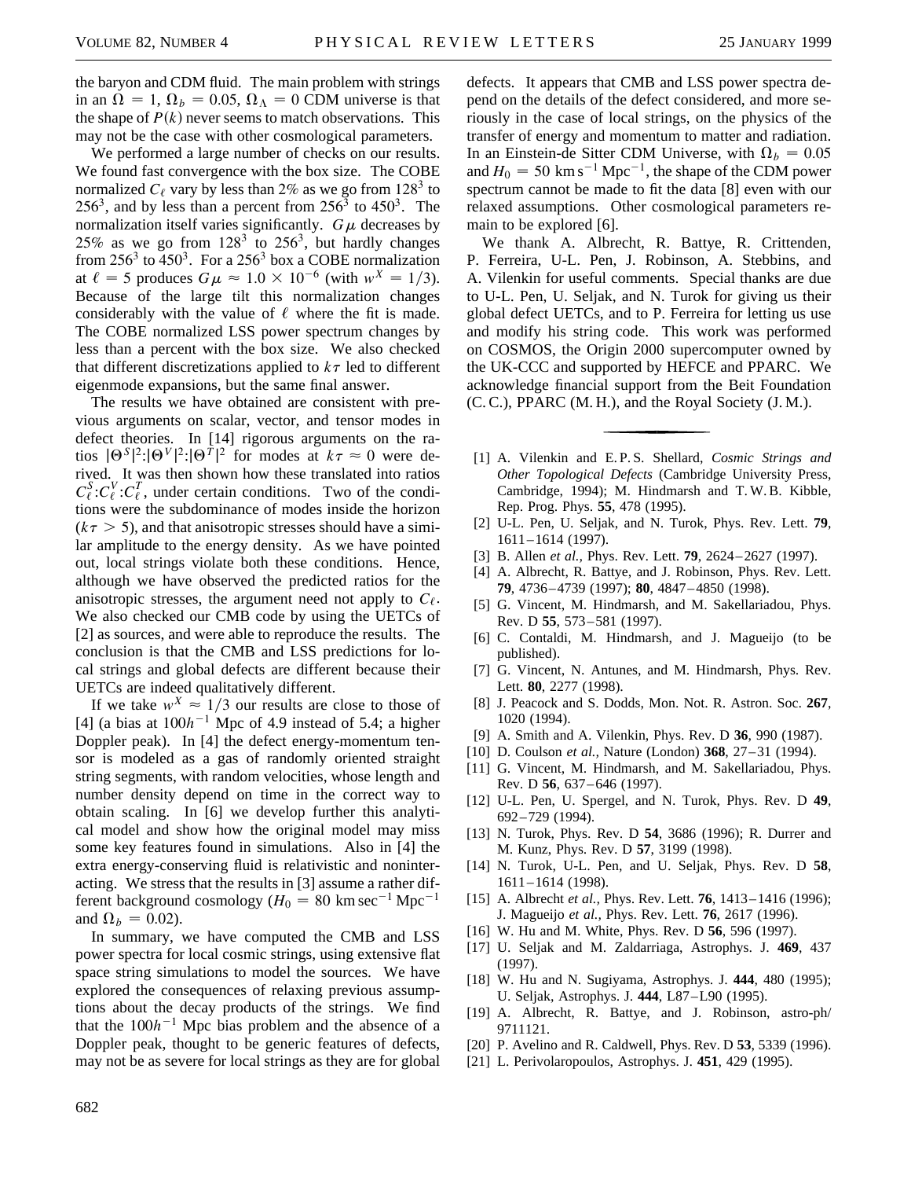the baryon and CDM fluid. The main problem with strings in an $\Omega = 1$, $\Omega_b = 0.05$, $\Omega_\Lambda = 0$ CDM universe is that the shape of $P(k)$ never seems to match observations. This may not be the case with other cosmological parameters.

We performed a large number of checks on our results. We found fast convergence with the box size. The COBE normalized $C_\ell$ vary by less than 2% as we go from $128^3$ to $256^3$, and by less than a percent from $256^3$ to $450^3$. The normalization itself varies significantly. $G\mu$ decreases by 25% as we go from $128^3$ to $256^3$, but hardly changes from $256^3$ to $450^3$. For a $256^3$ box a COBE normalization at $\ell = 5$ produces $G\mu \approx 1.0 \times 10^{-6}$ (with $w^X = 1/3$). Because of the large tilt this normalization changes considerably with the value of $\ell$ where the fit is made. The COBE normalized LSS power spectrum changes by less than a percent with the box size. We also checked that different discretizations applied to $k\tau$ led to different eigenmode expansions, but the same final answer.

The results we have obtained are consistent with previous arguments on scalar, vector, and tensor modes in defect theories. In [14] rigorous arguments on the ratios $|\Theta^S|^2{:}|\Theta^V|^2{:}|\Theta^T|^2$ for modes at $k\tau \approx 0$ were derived. It was then shown how these translated into ratios $C_\ell^S{:}C_\ell^V{:}C_\ell^T$, under certain conditions. Two of the conditions were the subdominance of modes inside the horizon ($k\tau > 5$), and that anisotropic stresses should have a similar amplitude to the energy density. As we have pointed out, local strings violate both these conditions. Hence, although we have observed the predicted ratios for the anisotropic stresses, the argument need not apply to $C_\ell$. We also checked our CMB code by using the UETCs of [2] as sources, and were able to reproduce the results. The conclusion is that the CMB and LSS predictions for local strings and global defects are different because their UETCs are indeed qualitatively different.

If we take $w^X \approx 1/3$ our results are close to those of [4] (a bias at $100h^{-1}$ Mpc of 4.9 instead of 5.4; a higher Doppler peak). In [4] the defect energy-momentum tensor is modeled as a gas of randomly oriented straight string segments, with random velocities, whose length and number density depend on time in the correct way to obtain scaling. In [6] we develop further this analytical model and show how the original model may miss some key features found in simulations. Also in [4] the extra energy-conserving fluid is relativistic and noninteracting. We stress that the results in [3] assume a rather different background cosmology ($H_0 = 80$ km sec$^{-1}$ Mpc$^{-1}$ and $\Omega_b = 0.02$).

In summary, we have computed the CMB and LSS power spectra for local cosmic strings, using extensive flat space string simulations to model the sources. We have explored the consequences of relaxing previous assumptions about the decay products of the strings. We find that the $100h^{-1}$ Mpc bias problem and the absence of a Doppler peak, thought to be generic features of defects, may not be as severe for local strings as they are for global defects. It appears that CMB and LSS power spectra depend on the details of the defect considered, and more seriously in the case of local strings, on the physics of the transfer of energy and momentum to matter and radiation. In an Einstein-de Sitter CDM Universe, with $\Omega_b = 0.05$ and $H_0 = 50$ km s$^{-1}$ Mpc$^{-1}$, the shape of the CDM power spectrum cannot be made to fit the data [8] even with our relaxed assumptions. Other cosmological parameters remain to be explored [6].

We thank A. Albrecht, R. Battye, R. Crittenden, P. Ferreira, U-L. Pen, J. Robinson, A. Stebbins, and A. Vilenkin for useful comments. Special thanks are due to U-L. Pen, U. Seljak, and N. Turok for giving us their global defect UETCs, and to P. Ferreira for letting us use and modify his string code. This work was performed on COSMOS, the Origin 2000 supercomputer owned by the UK-CCC and supported by HEFCE and PPARC. We acknowledge financial support from the Beit Foundation (C. C.), PPARC (M. H.), and the Royal Society (J. M.).

[1] A. Vilenkin and E. P. S. Shellard, *Cosmic Strings and Other Topological Defects* (Cambridge University Press, Cambridge, 1994); M. Hindmarsh and T. W. B. Kibble, Rep. Prog. Phys. **55**, 478 (1995).

[2] U-L. Pen, U. Seljak, and N. Turok, Phys. Rev. Lett. **79**, 1611–1614 (1997).

[3] B. Allen *et al.,* Phys. Rev. Lett. **79**, 2624–2627 (1997).

[4] A. Albrecht, R. Battye, and J. Robinson, Phys. Rev. Lett. **79**, 4736–4739 (1997); **80**, 4847–4850 (1998).

[5] G. Vincent, M. Hindmarsh, and M. Sakellariadou, Phys. Rev. D **55**, 573–581 (1997).

[6] C. Contaldi, M. Hindmarsh, and J. Magueijo (to be published).

[7] G. Vincent, N. Antunes, and M. Hindmarsh, Phys. Rev. Lett. **80**, 2277 (1998).

[8] J. Peacock and S. Dodds, Mon. Not. R. Astron. Soc. **267**, 1020 (1994).

[9] A. Smith and A. Vilenkin, Phys. Rev. D **36**, 990 (1987).

[10] D. Coulson *et al.,* Nature (London) **368**, 27–31 (1994).

[11] G. Vincent, M. Hindmarsh, and M. Sakellariadou, Phys. Rev. D **56**, 637–646 (1997).

[12] U-L. Pen, U. Spergel, and N. Turok, Phys. Rev. D **49**, 692–729 (1994).

[13] N. Turok, Phys. Rev. D **54**, 3686 (1996); R. Durrer and M. Kunz, Phys. Rev. D **57**, 3199 (1998).

[14] N. Turok, U-L. Pen, and U. Seljak, Phys. Rev. D **58**, 1611–1614 (1998).

[15] A. Albrecht *et al.,* Phys. Rev. Lett. **76**, 1413–1416 (1996); J. Magueijo *et al.,* Phys. Rev. Lett. **76**, 2617 (1996).

[16] W. Hu and M. White, Phys. Rev. D **56**, 596 (1997).

[17] U. Seljak and M. Zaldarriaga, Astrophys. J. **469**, 437 (1997).

[18] W. Hu and N. Sugiyama, Astrophys. J. **444**, 480 (1995); U. Seljak, Astrophys. J. **444**, L87–L90 (1995).

[19] A. Albrecht, R. Battye, and J. Robinson, astro-ph/9711121.

[20] P. Avelino and R. Caldwell, Phys. Rev. D **53**, 5339 (1996).

[21] L. Perivolaropoulos, Astrophys. J. **451**, 429 (1995).